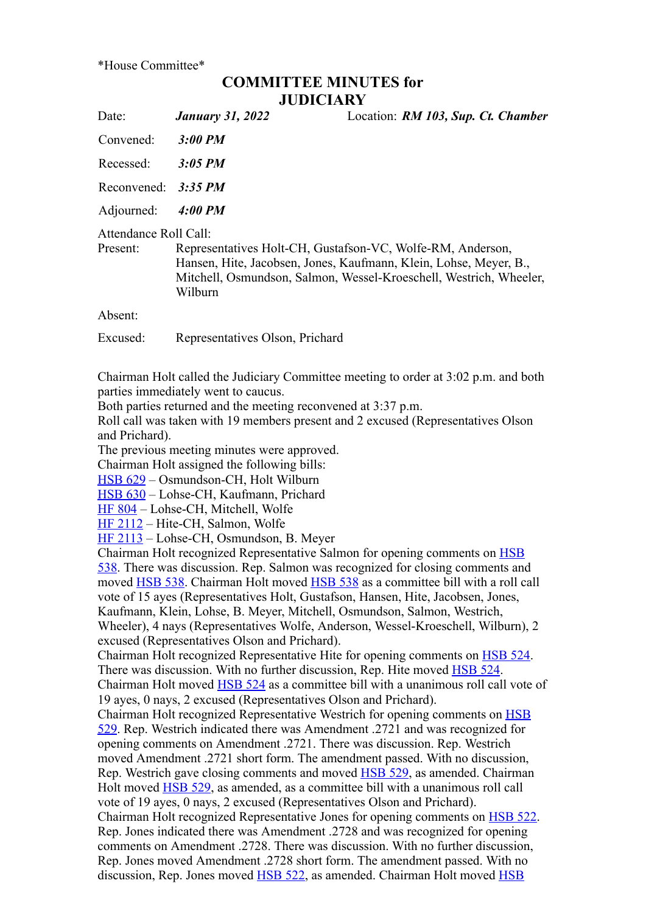*House Committee*

# COMMITTEE MINUTES for JUDICIARY

Date: ***January 31, 2022*** Location: ***RM 103, Sup. Ct. Chamber***

Convened: ***3:00 PM***

Recessed: ***3:05 PM***

Reconvened: ***3:35 PM***

Adjourned: ***4:00 PM***

Attendance Roll Call:

Present: Representatives Holt-CH, Gustafson-VC, Wolfe-RM, Anderson, Hansen, Hite, Jacobsen, Jones, Kaufmann, Klein, Lohse, Meyer, B., Mitchell, Osmundson, Salmon, Wessel-Kroeschell, Westrich, Wheeler, Wilburn

Absent:

Excused: Representatives Olson, Prichard

Chairman Holt called the Judiciary Committee meeting to order at 3:02 p.m. and both parties immediately went to caucus.
Both parties returned and the meeting reconvened at 3:37 p.m.
Roll call was taken with 19 members present and 2 excused (Representatives Olson and Prichard).
The previous meeting minutes were approved.
Chairman Holt assigned the following bills:
HSB 629 – Osmundson-CH, Holt Wilburn
HSB 630 – Lohse-CH, Kaufmann, Prichard
HF 804 – Lohse-CH, Mitchell, Wolfe
HF 2112 – Hite-CH, Salmon, Wolfe
HF 2113 – Lohse-CH, Osmundson, B. Meyer
Chairman Holt recognized Representative Salmon for opening comments on HSB 538. There was discussion. Rep. Salmon was recognized for closing comments and moved HSB 538. Chairman Holt moved HSB 538 as a committee bill with a roll call vote of 15 ayes (Representatives Holt, Gustafson, Hansen, Hite, Jacobsen, Jones, Kaufmann, Klein, Lohse, B. Meyer, Mitchell, Osmundson, Salmon, Westrich, Wheeler), 4 nays (Representatives Wolfe, Anderson, Wessel-Kroeschell, Wilburn), 2 excused (Representatives Olson and Prichard).
Chairman Holt recognized Representative Hite for opening comments on HSB 524. There was discussion. With no further discussion, Rep. Hite moved HSB 524. Chairman Holt moved HSB 524 as a committee bill with a unanimous roll call vote of 19 ayes, 0 nays, 2 excused (Representatives Olson and Prichard).
Chairman Holt recognized Representative Westrich for opening comments on HSB 529. Rep. Westrich indicated there was Amendment .2721 and was recognized for opening comments on Amendment .2721. There was discussion. Rep. Westrich moved Amendment .2721 short form. The amendment passed. With no discussion, Rep. Westrich gave closing comments and moved HSB 529, as amended. Chairman Holt moved HSB 529, as amended, as a committee bill with a unanimous roll call vote of 19 ayes, 0 nays, 2 excused (Representatives Olson and Prichard).
Chairman Holt recognized Representative Jones for opening comments on HSB 522. Rep. Jones indicated there was Amendment .2728 and was recognized for opening comments on Amendment .2728. There was discussion. With no further discussion, Rep. Jones moved Amendment .2728 short form. The amendment passed. With no discussion, Rep. Jones moved HSB 522, as amended. Chairman Holt moved HSB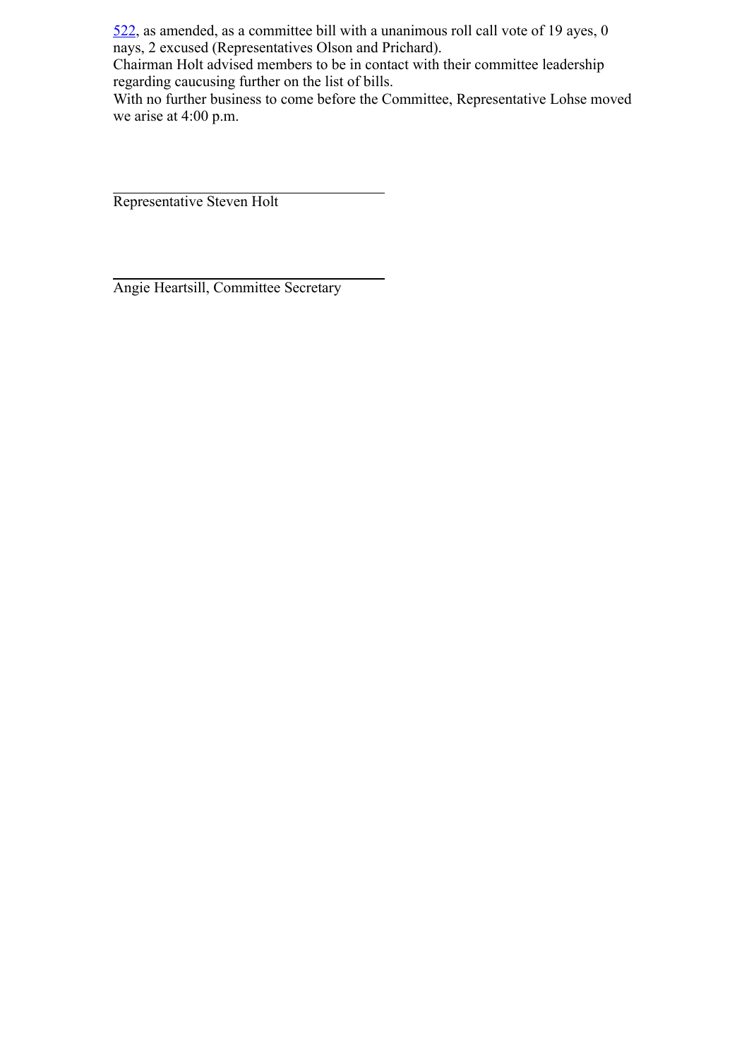522, as amended, as a committee bill with a unanimous roll call vote of 19 ayes, 0 nays, 2 excused (Representatives Olson and Prichard).

Chairman Holt advised members to be in contact with their committee leadership regarding caucusing further on the list of bills.

With no further business to come before the Committee, Representative Lohse moved we arise at 4:00 p.m.

---

Representative Steven Holt

---

Angie Heartsill, Committee Secretary